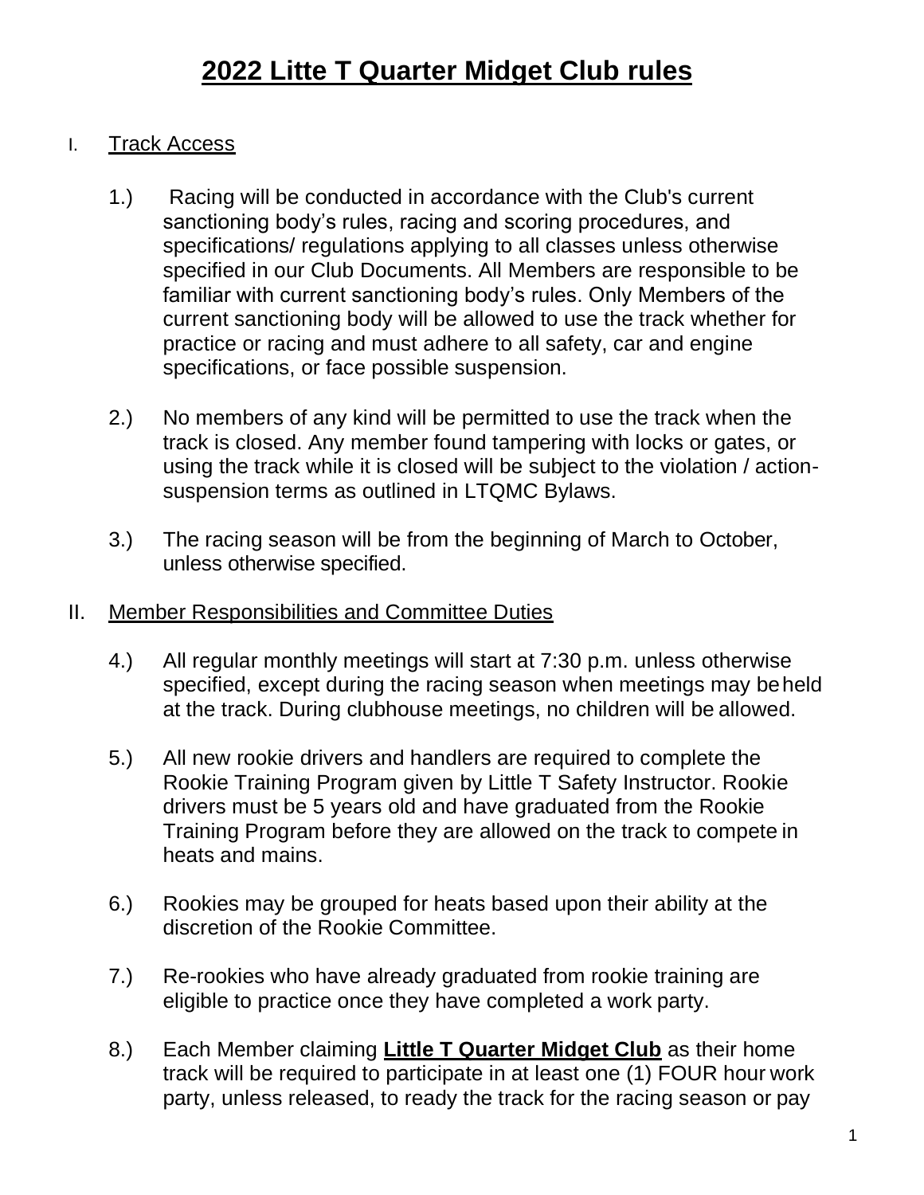# **2022 Litte T Quarter Midget Club rules**

## I. Track Access

1.) Racing will be conducted in accordance with the Club's current sanctioning body's rules, racing and scoring procedures, and specifications/ regulations applying to all classes unless otherwise specified in our Club Documents. All Members are responsible to be familiar with current sanctioning body's rules. Only Members of the current sanctioning body will be allowed to use the track whether for practice or racing and must adhere to all safety, car and engine specifications, or face possible suspension.

2.) No members of any kind will be permitted to use the track when the track is closed. Any member found tampering with locks or gates, or using the track while it is closed will be subject to the violation / action-suspension terms as outlined in LTQMC Bylaws.

3.) The racing season will be from the beginning of March to October, unless otherwise specified.

## II. Member Responsibilities and Committee Duties

4.) All regular monthly meetings will start at 7:30 p.m. unless otherwise specified, except during the racing season when meetings may be held at the track. During clubhouse meetings, no children will be allowed.

5.) All new rookie drivers and handlers are required to complete the Rookie Training Program given by Little T Safety Instructor. Rookie drivers must be 5 years old and have graduated from the Rookie Training Program before they are allowed on the track to compete in heats and mains.

6.) Rookies may be grouped for heats based upon their ability at the discretion of the Rookie Committee.

7.) Re-rookies who have already graduated from rookie training are eligible to practice once they have completed a work party.

8.) Each Member claiming **Little T Quarter Midget Club** as their home track will be required to participate in at least one (1) FOUR hour work party, unless released, to ready the track for the racing season or pay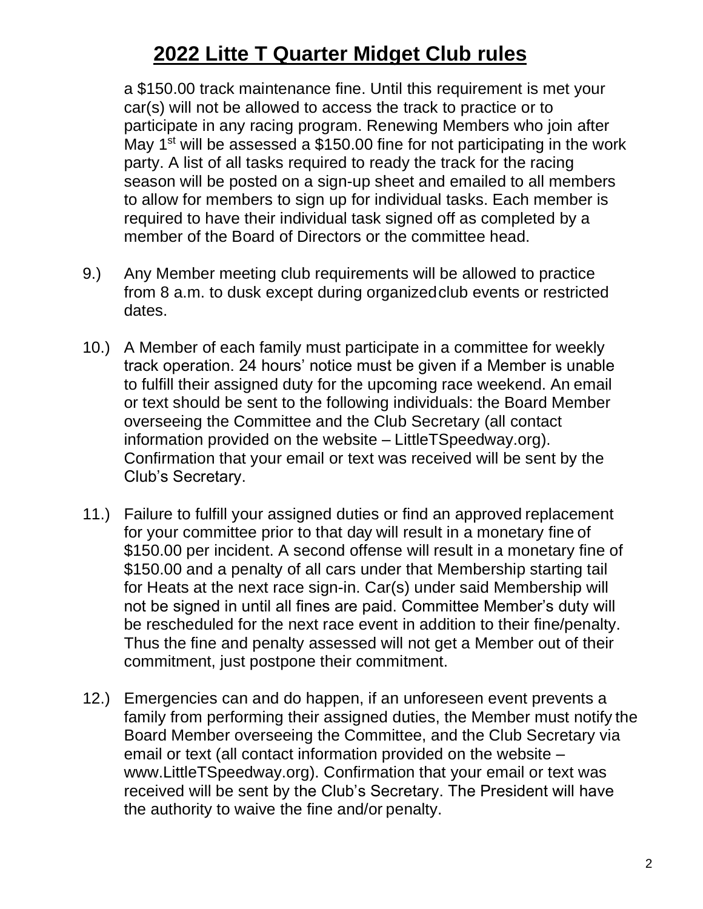# 2022 Litte T Quarter Midget Club rules

a $150.00 track maintenance fine. Until this requirement is met your car(s) will not be allowed to access the track to practice or to participate in any racing program. Renewing Members who join after May 1st will be assessed a $150.00 fine for not participating in the work party. A list of all tasks required to ready the track for the racing season will be posted on a sign-up sheet and emailed to all members to allow for members to sign up for individual tasks. Each member is required to have their individual task signed off as completed by a member of the Board of Directors or the committee head.

9.) Any Member meeting club requirements will be allowed to practice from 8 a.m. to dusk except during organized club events or restricted dates.

10.) A Member of each family must participate in a committee for weekly track operation. 24 hours' notice must be given if a Member is unable to fulfill their assigned duty for the upcoming race weekend. An email or text should be sent to the following individuals: the Board Member overseeing the Committee and the Club Secretary (all contact information provided on the website – LittleTSpeedway.org). Confirmation that your email or text was received will be sent by the Club's Secretary.

11.) Failure to fulfill your assigned duties or find an approved replacement for your committee prior to that day will result in a monetary fine of $150.00 per incident. A second offense will result in a monetary fine of $150.00 and a penalty of all cars under that Membership starting tail for Heats at the next race sign-in. Car(s) under said Membership will not be signed in until all fines are paid. Committee Member's duty will be rescheduled for the next race event in addition to their fine/penalty. Thus the fine and penalty assessed will not get a Member out of their commitment, just postpone their commitment.

12.) Emergencies can and do happen, if an unforeseen event prevents a family from performing their assigned duties, the Member must notify the Board Member overseeing the Committee, and the Club Secretary via email or text (all contact information provided on the website – www.LittleTSpeedway.org). Confirmation that your email or text was received will be sent by the Club's Secretary. The President will have the authority to waive the fine and/or penalty.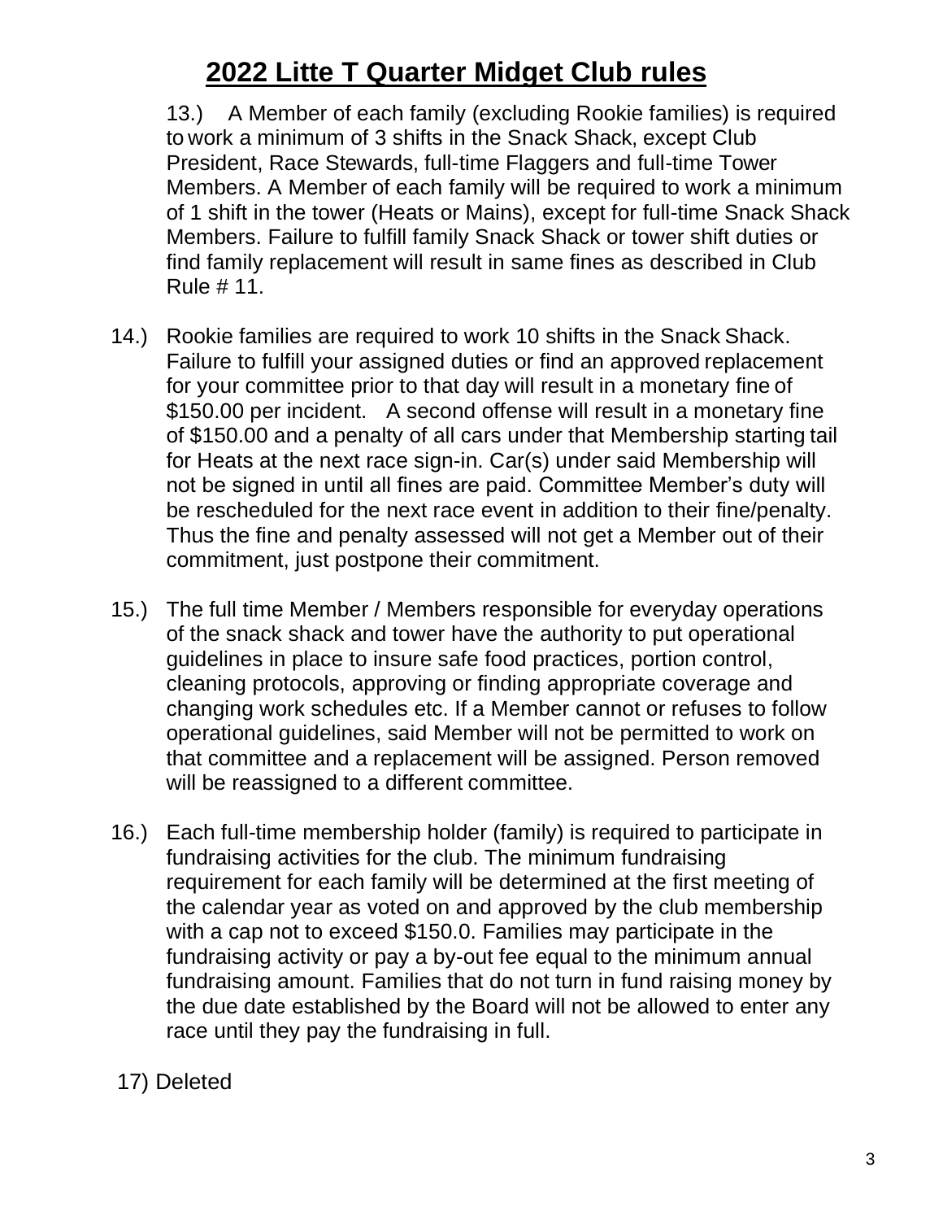# **2022 Litte T Quarter Midget Club rules**

13.) A Member of each family (excluding Rookie families) is required to work a minimum of 3 shifts in the Snack Shack, except Club President, Race Stewards, full-time Flaggers and full-time Tower Members. A Member of each family will be required to work a minimum of 1 shift in the tower (Heats or Mains), except for full-time Snack Shack Members. Failure to fulfill family Snack Shack or tower shift duties or find family replacement will result in same fines as described in Club Rule # 11.

14.) Rookie families are required to work 10 shifts in the Snack Shack. Failure to fulfill your assigned duties or find an approved replacement for your committee prior to that day will result in a monetary fine of $150.00 per incident. A second offense will result in a monetary fine of $150.00 and a penalty of all cars under that Membership starting tail for Heats at the next race sign-in. Car(s) under said Membership will not be signed in until all fines are paid. Committee Member's duty will be rescheduled for the next race event in addition to their fine/penalty. Thus the fine and penalty assessed will not get a Member out of their commitment, just postpone their commitment.

15.) The full time Member / Members responsible for everyday operations of the snack shack and tower have the authority to put operational guidelines in place to insure safe food practices, portion control, cleaning protocols, approving or finding appropriate coverage and changing work schedules etc. If a Member cannot or refuses to follow operational guidelines, said Member will not be permitted to work on that committee and a replacement will be assigned. Person removed will be reassigned to a different committee.

16.) Each full-time membership holder (family) is required to participate in fundraising activities for the club. The minimum fundraising requirement for each family will be determined at the first meeting of the calendar year as voted on and approved by the club membership with a cap not to exceed $150.0. Families may participate in the fundraising activity or pay a by-out fee equal to the minimum annual fundraising amount. Families that do not turn in fund raising money by the due date established by the Board will not be allowed to enter any race until they pay the fundraising in full.

17) Deleted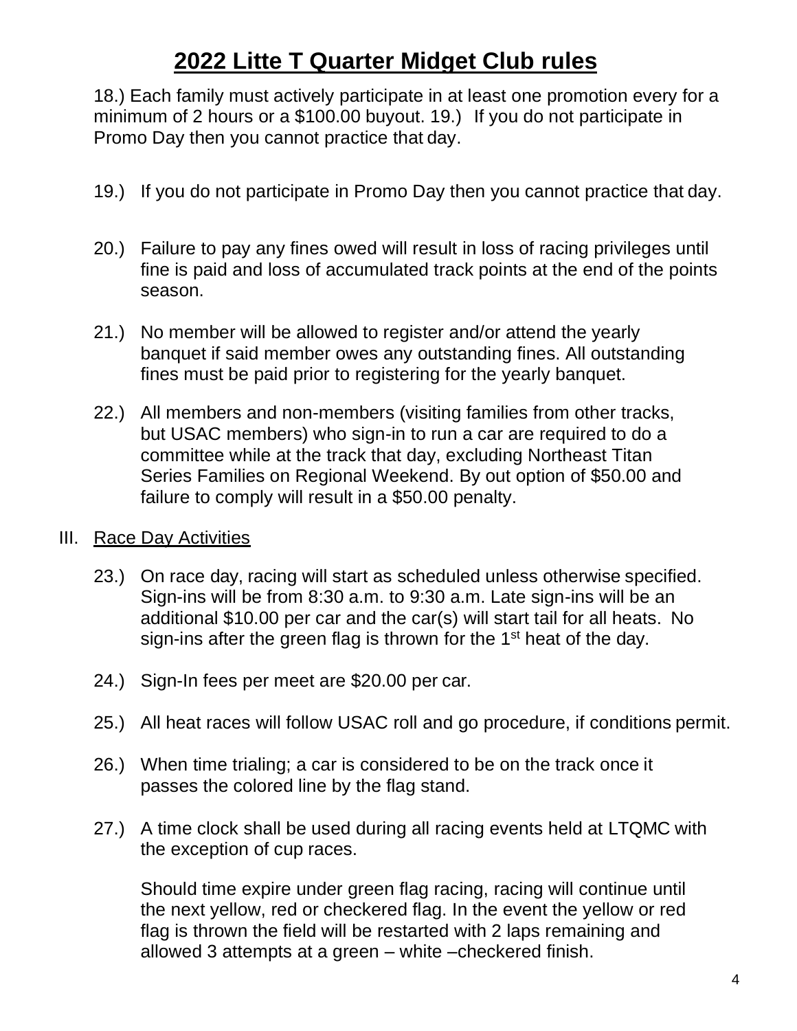# 2022 Litte T Quarter Midget Club rules

18.) Each family must actively participate in at least one promotion every for a minimum of 2 hours or a $100.00 buyout. 19.) If you do not participate in Promo Day then you cannot practice that day.

19.) If you do not participate in Promo Day then you cannot practice that day.

20.) Failure to pay any fines owed will result in loss of racing privileges until fine is paid and loss of accumulated track points at the end of the points season.

21.) No member will be allowed to register and/or attend the yearly banquet if said member owes any outstanding fines. All outstanding fines must be paid prior to registering for the yearly banquet.

22.) All members and non-members (visiting families from other tracks, but USAC members) who sign-in to run a car are required to do a committee while at the track that day, excluding Northeast Titan Series Families on Regional Weekend. By out option of $50.00 and failure to comply will result in a $50.00 penalty.

III. Race Day Activities

23.) On race day, racing will start as scheduled unless otherwise specified. Sign-ins will be from 8:30 a.m. to 9:30 a.m. Late sign-ins will be an additional $10.00 per car and the car(s) will start tail for all heats. No sign-ins after the green flag is thrown for the 1st heat of the day.

24.) Sign-In fees per meet are $20.00 per car.

25.) All heat races will follow USAC roll and go procedure, if conditions permit.

26.) When time trialing; a car is considered to be on the track once it passes the colored line by the flag stand.

27.) A time clock shall be used during all racing events held at LTQMC with the exception of cup races.

Should time expire under green flag racing, racing will continue until the next yellow, red or checkered flag. In the event the yellow or red flag is thrown the field will be restarted with 2 laps remaining and allowed 3 attempts at a green – white –checkered finish.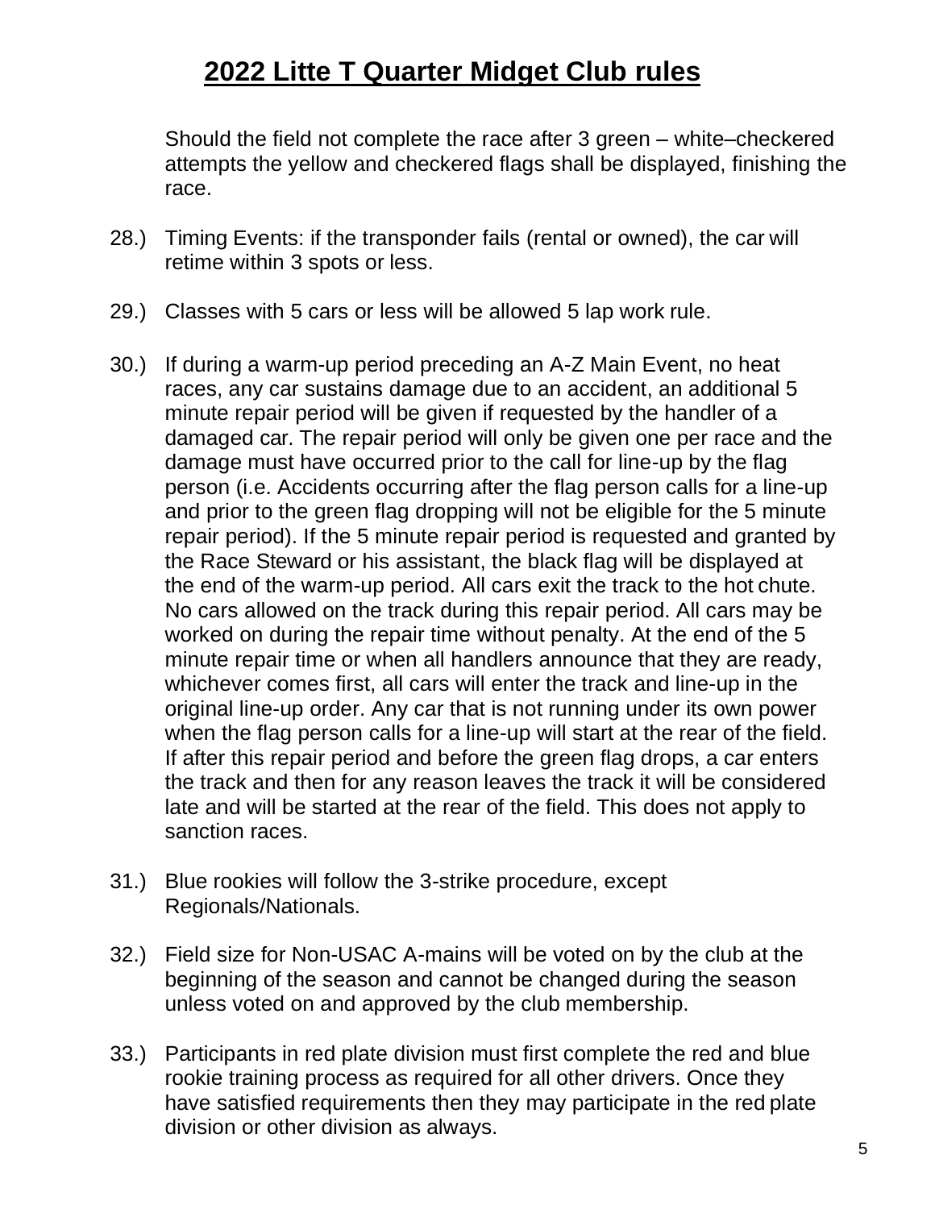## 2022 Litte T Quarter Midget Club rules

Should the field not complete the race after 3 green – white–checkered attempts the yellow and checkered flags shall be displayed, finishing the race.

28.) Timing Events: if the transponder fails (rental or owned), the car will retime within 3 spots or less.

29.) Classes with 5 cars or less will be allowed 5 lap work rule.

30.) If during a warm-up period preceding an A-Z Main Event, no heat races, any car sustains damage due to an accident, an additional 5 minute repair period will be given if requested by the handler of a damaged car. The repair period will only be given one per race and the damage must have occurred prior to the call for line-up by the flag person (i.e. Accidents occurring after the flag person calls for a line-up and prior to the green flag dropping will not be eligible for the 5 minute repair period). If the 5 minute repair period is requested and granted by the Race Steward or his assistant, the black flag will be displayed at the end of the warm-up period. All cars exit the track to the hot chute. No cars allowed on the track during this repair period. All cars may be worked on during the repair time without penalty. At the end of the 5 minute repair time or when all handlers announce that they are ready, whichever comes first, all cars will enter the track and line-up in the original line-up order. Any car that is not running under its own power when the flag person calls for a line-up will start at the rear of the field. If after this repair period and before the green flag drops, a car enters the track and then for any reason leaves the track it will be considered late and will be started at the rear of the field. This does not apply to sanction races.

31.) Blue rookies will follow the 3-strike procedure, except Regionals/Nationals.

32.) Field size for Non-USAC A-mains will be voted on by the club at the beginning of the season and cannot be changed during the season unless voted on and approved by the club membership.

33.) Participants in red plate division must first complete the red and blue rookie training process as required for all other drivers. Once they have satisfied requirements then they may participate in the red plate division or other division as always.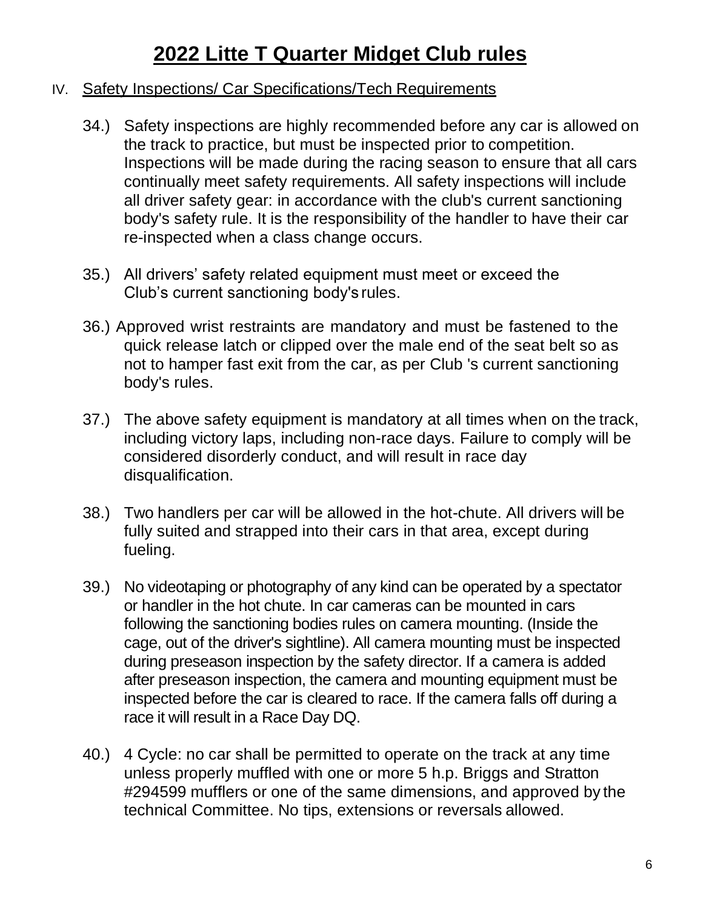# 2022 Litte T Quarter Midget Club rules

IV. Safety Inspections/ Car Specifications/Tech Requirements

34.) Safety inspections are highly recommended before any car is allowed on the track to practice, but must be inspected prior to competition. Inspections will be made during the racing season to ensure that all cars continually meet safety requirements. All safety inspections will include all driver safety gear: in accordance with the club's current sanctioning body's safety rule. It is the responsibility of the handler to have their car re-inspected when a class change occurs.

35.) All drivers' safety related equipment must meet or exceed the Club's current sanctioning body's rules.

36.) Approved wrist restraints are mandatory and must be fastened to the quick release latch or clipped over the male end of the seat belt so as not to hamper fast exit from the car, as per Club 's current sanctioning body's rules.

37.) The above safety equipment is mandatory at all times when on the track, including victory laps, including non-race days. Failure to comply will be considered disorderly conduct, and will result in race day disqualification.

38.) Two handlers per car will be allowed in the hot-chute. All drivers will be fully suited and strapped into their cars in that area, except during fueling.

39.) No videotaping or photography of any kind can be operated by a spectator or handler in the hot chute. In car cameras can be mounted in cars following the sanctioning bodies rules on camera mounting. (Inside the cage, out of the driver's sightline). All camera mounting must be inspected during preseason inspection by the safety director. If a camera is added after preseason inspection, the camera and mounting equipment must be inspected before the car is cleared to race. If the camera falls off during a race it will result in a Race Day DQ.

40.) 4 Cycle: no car shall be permitted to operate on the track at any time unless properly muffled with one or more 5 h.p. Briggs and Stratton #294599 mufflers or one of the same dimensions, and approved by the technical Committee. No tips, extensions or reversals allowed.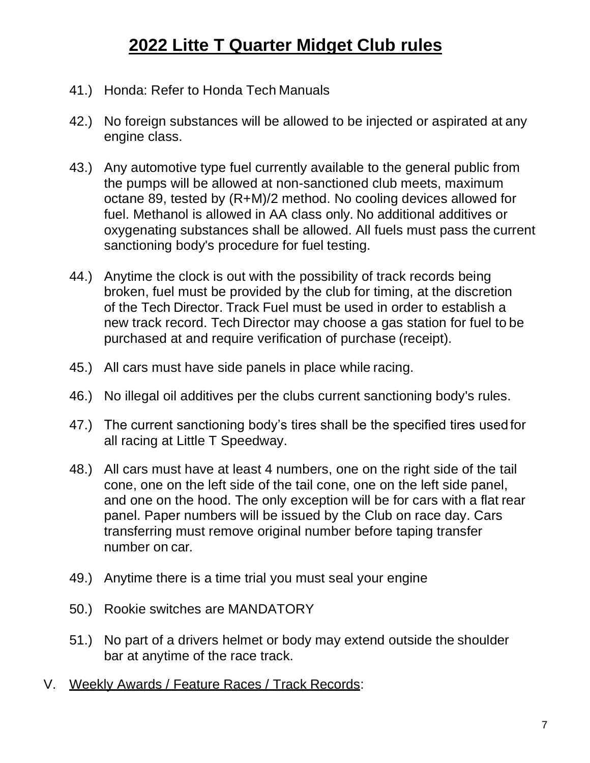# 2022 Litte T Quarter Midget Club rules

41.) Honda: Refer to Honda Tech Manuals

42.) No foreign substances will be allowed to be injected or aspirated at any engine class.

43.) Any automotive type fuel currently available to the general public from the pumps will be allowed at non-sanctioned club meets, maximum octane 89, tested by (R+M)/2 method. No cooling devices allowed for fuel. Methanol is allowed in AA class only. No additional additives or oxygenating substances shall be allowed. All fuels must pass the current sanctioning body's procedure for fuel testing.

44.) Anytime the clock is out with the possibility of track records being broken, fuel must be provided by the club for timing, at the discretion of the Tech Director. Track Fuel must be used in order to establish a new track record. Tech Director may choose a gas station for fuel to be purchased at and require verification of purchase (receipt).

45.) All cars must have side panels in place while racing.

46.) No illegal oil additives per the clubs current sanctioning body's rules.

47.) The current sanctioning body's tires shall be the specified tires used for all racing at Little T Speedway.

48.) All cars must have at least 4 numbers, one on the right side of the tail cone, one on the left side of the tail cone, one on the left side panel, and one on the hood. The only exception will be for cars with a flat rear panel. Paper numbers will be issued by the Club on race day. Cars transferring must remove original number before taping transfer number on car.

49.) Anytime there is a time trial you must seal your engine

50.) Rookie switches are MANDATORY

51.) No part of a drivers helmet or body may extend outside the shoulder bar at anytime of the race track.

V. Weekly Awards / Feature Races / Track Records: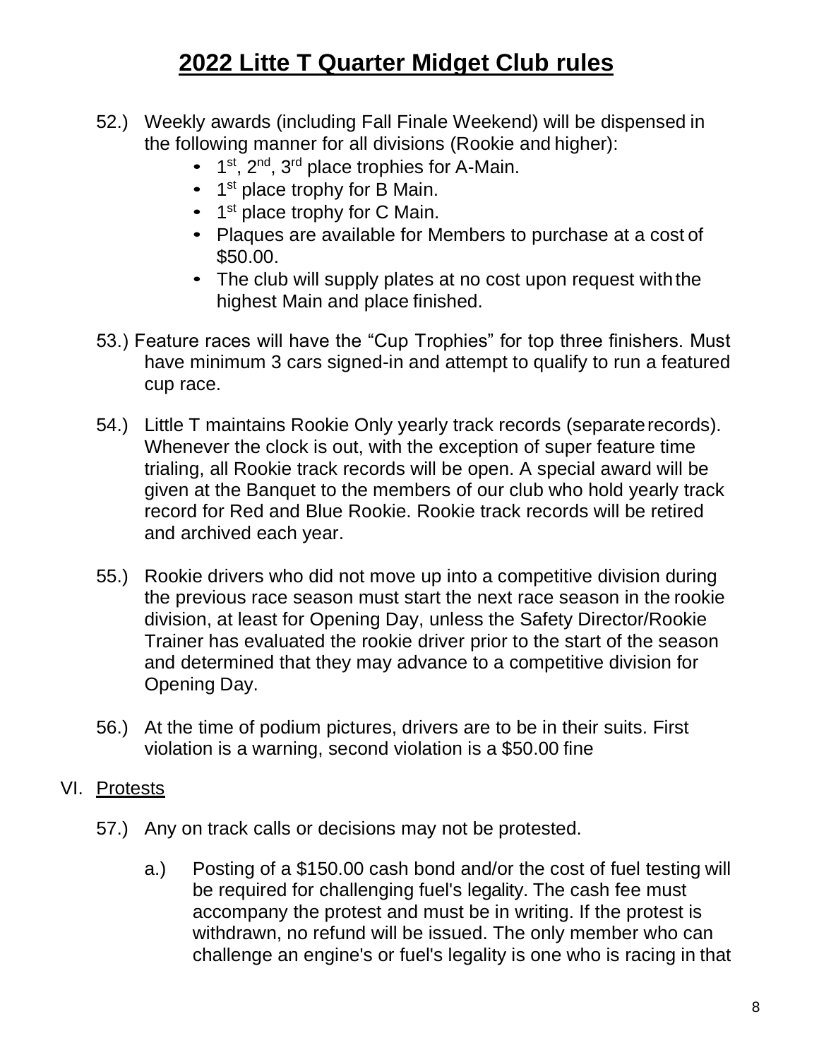# 2022 Litte T Quarter Midget Club rules

52.) Weekly awards (including Fall Finale Weekend) will be dispensed in the following manner for all divisions (Rookie and higher):

- 1st, 2nd, 3rd place trophies for A-Main.
- 1st place trophy for B Main.
- 1st place trophy for C Main.
- Plaques are available for Members to purchase at a cost of $50.00.
- The club will supply plates at no cost upon request with the highest Main and place finished.

53.) Feature races will have the "Cup Trophies" for top three finishers. Must have minimum 3 cars signed-in and attempt to qualify to run a featured cup race.

54.) Little T maintains Rookie Only yearly track records (separate records). Whenever the clock is out, with the exception of super feature time trialing, all Rookie track records will be open. A special award will be given at the Banquet to the members of our club who hold yearly track record for Red and Blue Rookie. Rookie track records will be retired and archived each year.

55.) Rookie drivers who did not move up into a competitive division during the previous race season must start the next race season in the rookie division, at least for Opening Day, unless the Safety Director/Rookie Trainer has evaluated the rookie driver prior to the start of the season and determined that they may advance to a competitive division for Opening Day.

56.) At the time of podium pictures, drivers are to be in their suits. First violation is a warning, second violation is a $50.00 fine

## VI. Protests

57.) Any on track calls or decisions may not be protested.

a.) Posting of a $150.00 cash bond and/or the cost of fuel testing will be required for challenging fuel's legality. The cash fee must accompany the protest and must be in writing. If the protest is withdrawn, no refund will be issued. The only member who can challenge an engine's or fuel's legality is one who is racing in that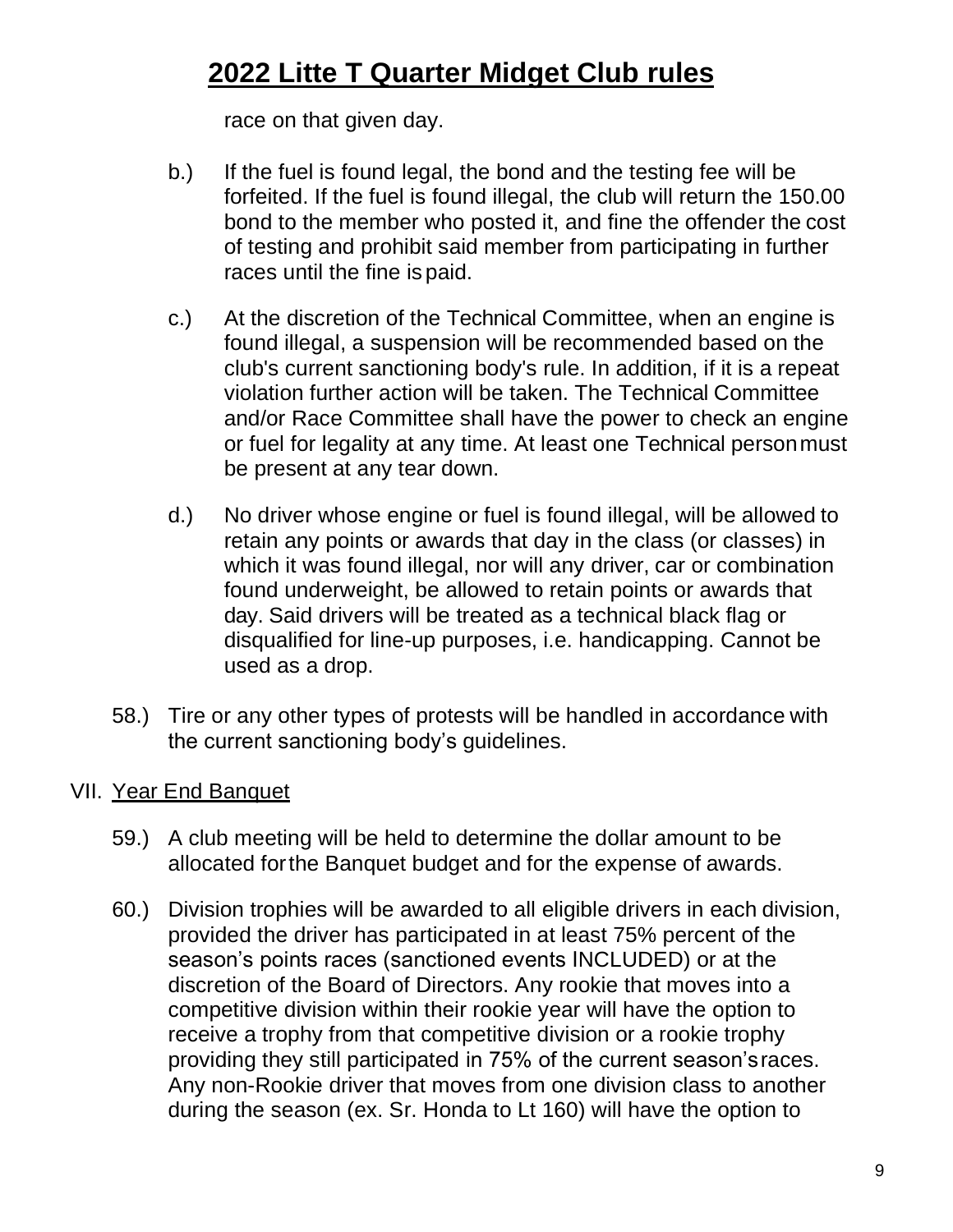race on that given day.

b.) If the fuel is found legal, the bond and the testing fee will be forfeited. If the fuel is found illegal, the club will return the 150.00 bond to the member who posted it, and fine the offender the cost of testing and prohibit said member from participating in further races until the fine is paid.

c.) At the discretion of the Technical Committee, when an engine is found illegal, a suspension will be recommended based on the club's current sanctioning body's rule. In addition, if it is a repeat violation further action will be taken. The Technical Committee and/or Race Committee shall have the power to check an engine or fuel for legality at any time. At least one Technical person must be present at any tear down.

d.) No driver whose engine or fuel is found illegal, will be allowed to retain any points or awards that day in the class (or classes) in which it was found illegal, nor will any driver, car or combination found underweight, be allowed to retain points or awards that day. Said drivers will be treated as a technical black flag or disqualified for line-up purposes, i.e. handicapping. Cannot be used as a drop.

58.) Tire or any other types of protests will be handled in accordance with the current sanctioning body's guidelines.

## VII. Year End Banquet

59.) A club meeting will be held to determine the dollar amount to be allocated for the Banquet budget and for the expense of awards.

60.) Division trophies will be awarded to all eligible drivers in each division, provided the driver has participated in at least 75% percent of the season's points races (sanctioned events INCLUDED) or at the discretion of the Board of Directors. Any rookie that moves into a competitive division within their rookie year will have the option to receive a trophy from that competitive division or a rookie trophy providing they still participated in 75% of the current season's races. Any non-Rookie driver that moves from one division class to another during the season (ex. Sr. Honda to Lt 160) will have the option to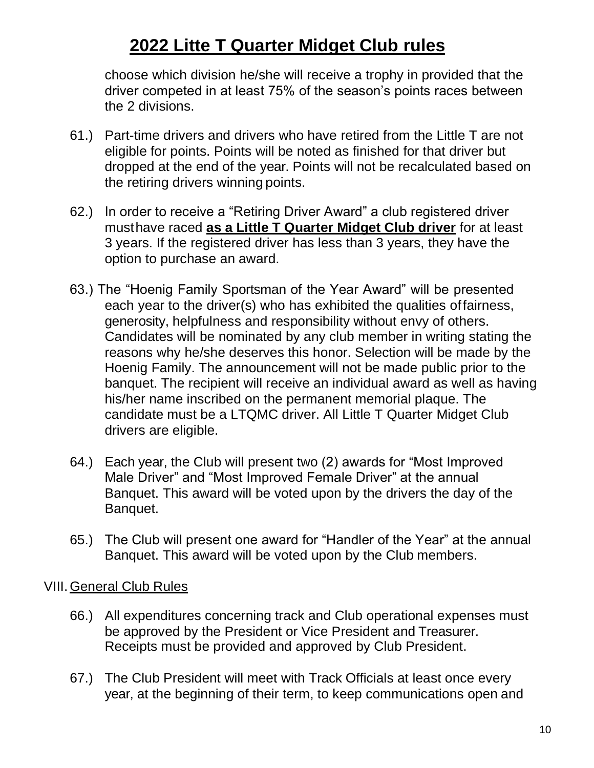choose which division he/she will receive a trophy in provided that the driver competed in at least 75% of the season's points races between the 2 divisions.

61.) Part-time drivers and drivers who have retired from the Little T are not eligible for points. Points will be noted as finished for that driver but dropped at the end of the year. Points will not be recalculated based on the retiring drivers winning points.

62.) In order to receive a "Retiring Driver Award" a club registered driver must have raced **as a Little T Quarter Midget Club driver** for at least 3 years. If the registered driver has less than 3 years, they have the option to purchase an award.

63.) The "Hoenig Family Sportsman of the Year Award" will be presented each year to the driver(s) who has exhibited the qualities of fairness, generosity, helpfulness and responsibility without envy of others. Candidates will be nominated by any club member in writing stating the reasons why he/she deserves this honor. Selection will be made by the Hoenig Family. The announcement will not be made public prior to the banquet. The recipient will receive an individual award as well as having his/her name inscribed on the permanent memorial plaque. The candidate must be a LTQMC driver. All Little T Quarter Midget Club drivers are eligible.

64.) Each year, the Club will present two (2) awards for "Most Improved Male Driver" and "Most Improved Female Driver" at the annual Banquet. This award will be voted upon by the drivers the day of the Banquet.

65.) The Club will present one award for "Handler of the Year" at the annual Banquet. This award will be voted upon by the Club members.

VIII. General Club Rules

66.) All expenditures concerning track and Club operational expenses must be approved by the President or Vice President and Treasurer. Receipts must be provided and approved by Club President.

67.) The Club President will meet with Track Officials at least once every year, at the beginning of their term, to keep communications open and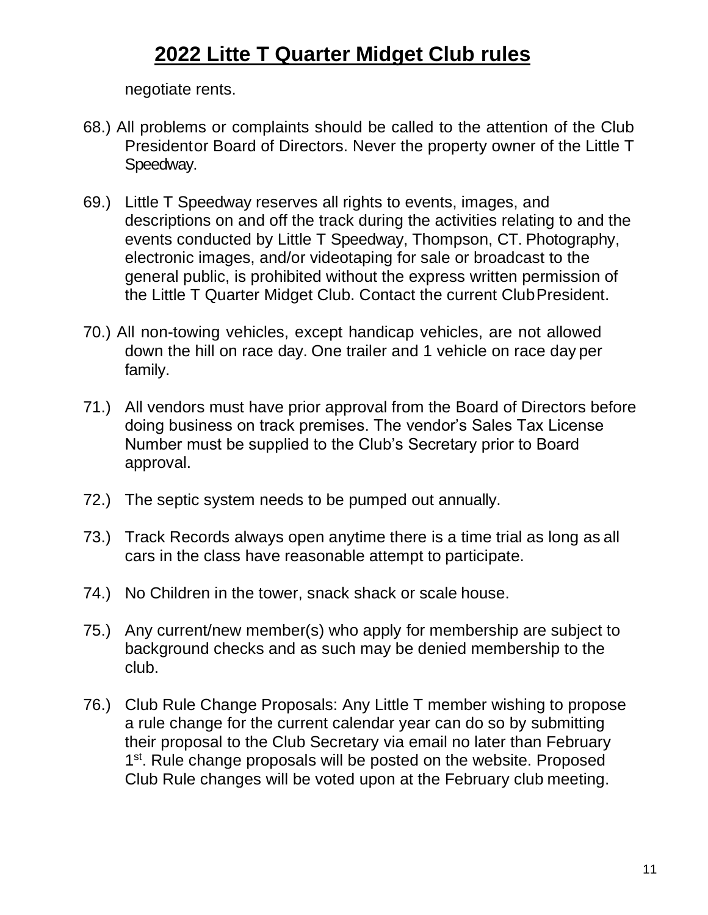negotiate rents.

68.) All problems or complaints should be called to the attention of the Club Presidentor Board of Directors. Never the property owner of the Little T Speedway.

69.) Little T Speedway reserves all rights to events, images, and descriptions on and off the track during the activities relating to and the events conducted by Little T Speedway, Thompson, CT. Photography, electronic images, and/or videotaping for sale or broadcast to the general public, is prohibited without the express written permission of the Little T Quarter Midget Club. Contact the current ClubPresident.

70.) All non-towing vehicles, except handicap vehicles, are not allowed down the hill on race day. One trailer and 1 vehicle on race day per family.

71.) All vendors must have prior approval from the Board of Directors before doing business on track premises. The vendor's Sales Tax License Number must be supplied to the Club's Secretary prior to Board approval.

72.) The septic system needs to be pumped out annually.

73.) Track Records always open anytime there is a time trial as long as all cars in the class have reasonable attempt to participate.

74.) No Children in the tower, snack shack or scale house.

75.) Any current/new member(s) who apply for membership are subject to background checks and as such may be denied membership to the club.

76.) Club Rule Change Proposals: Any Little T member wishing to propose a rule change for the current calendar year can do so by submitting their proposal to the Club Secretary via email no later than February 1st. Rule change proposals will be posted on the website. Proposed Club Rule changes will be voted upon at the February club meeting.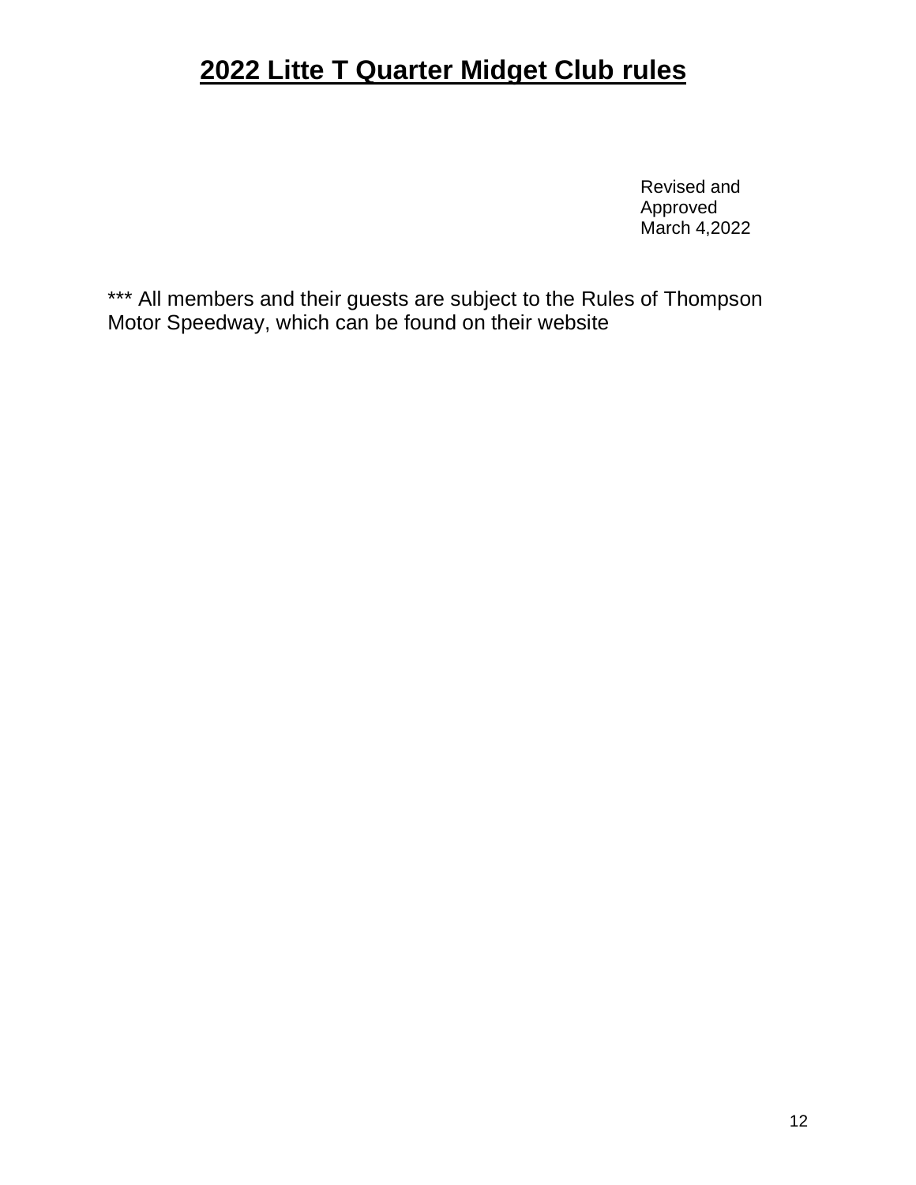# **2022 Litte T Quarter Midget Club rules**

Revised and
Approved
March 4,2022

*** All members and their guests are subject to the Rules of Thompson Motor Speedway, which can be found on their website